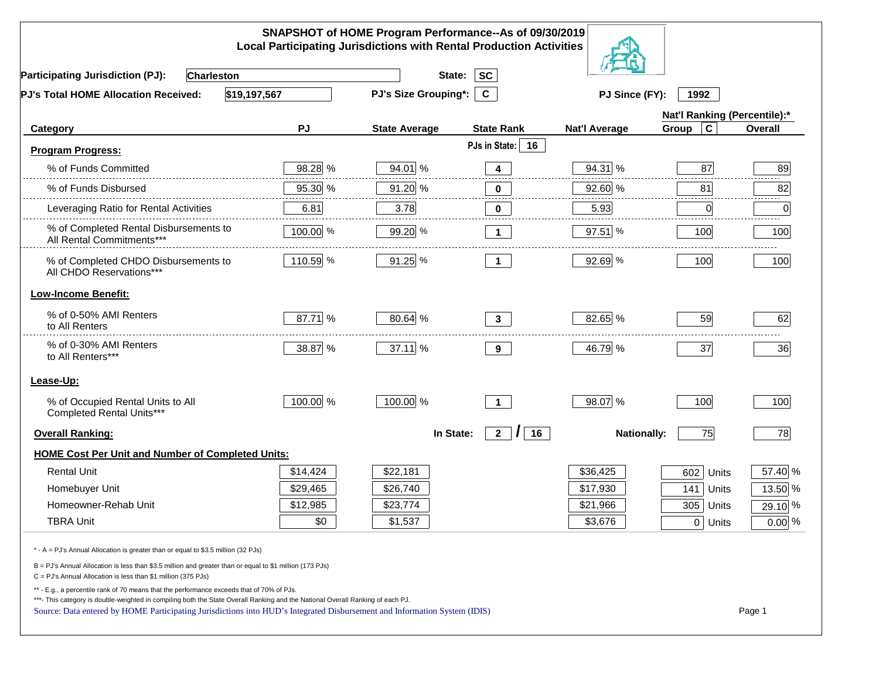# SNAPSHOT of HOME Program Performance--As of 09/30/2019
## Local Participating Jurisdictions with Rental Production Activities

**Participating Jurisdiction (PJ):** Charleston **State:** SC

**PJ's Total HOME Allocation Received:** $19,197,567 **PJ's Size Grouping*:** C **PJ Since (FY):** 1992

| Category | PJ | State Average | State Rank | Nat'l Average | Nat'l Ranking (Percentile):* Group C | Overall |
|---|---|---|---|---|---|---|
| **Program Progress:** | | | PJs in State: 16 | | | |
| % of Funds Committed | 98.28 % | 94.01 % | 4 | 94.31 % | 87 | 89 |
| % of Funds Disbursed | 95.30 % | 91.20 % | 0 | 92.60 % | 81 | 82 |
| Leveraging Ratio for Rental Activities | 6.81 | 3.78 | 0 | 5.93 | 0 | 0 |
| % of Completed Rental Disbursements to All Rental Commitments*** | 100.00 % | 99.20 % | 1 | 97.51 % | 100 | 100 |
| % of Completed CHDO Disbursements to All CHDO Reservations*** | 110.59 % | 91.25 % | 1 | 92.69 % | 100 | 100 |
| **Low-Income Benefit:** | | | | | | |
| % of 0-50% AMI Renters to All Renters | 87.71 % | 80.64 % | 3 | 82.65 % | 59 | 62 |
| % of 0-30% AMI Renters to All Renters*** | 38.87 % | 37.11 % | 9 | 46.79 % | 37 | 36 |
| **Lease-Up:** | | | | | | |
| % of Occupied Rental Units to All Completed Rental Units*** | 100.00 % | 100.00 % | 1 | 98.07 % | 100 | 100 |
| **Overall Ranking:** | | In State: | 2 / 16 | Nationally: | 75 | 78 |
| **HOME Cost Per Unit and Number of Completed Units:** | | | | | | |
| Rental Unit | $14,424 | $22,181 | | $36,425 | 602 Units | 57.40 % |
| Homebuyer Unit | $29,465 | $26,740 | | $17,930 | 141 Units | 13.50 % |
| Homeowner-Rehab Unit | $12,985 | $23,774 | | $21,966 | 305 Units | 29.10 % |
| TBRA Unit | $0 | $1,537 | | $3,676 | 0 Units | 0.00 % |

* - A = PJ's Annual Allocation is greater than or equal to $3.5 million (32 PJs)

B = PJ's Annual Allocation is less than $3.5 million and greater than or equal to $1 million (173 PJs)

C = PJ's Annual Allocation is less than $1 million (375 PJs)

** - E.g., a percentile rank of 70 means that the performance exceeds that of 70% of PJs.

***- This category is double-weighted in compiling both the State Overall Ranking and the National Overall Ranking of each PJ.

Source: Data entered by HOME Participating Jurisdictions into HUD's Integrated Disbursement and Information System (IDIS)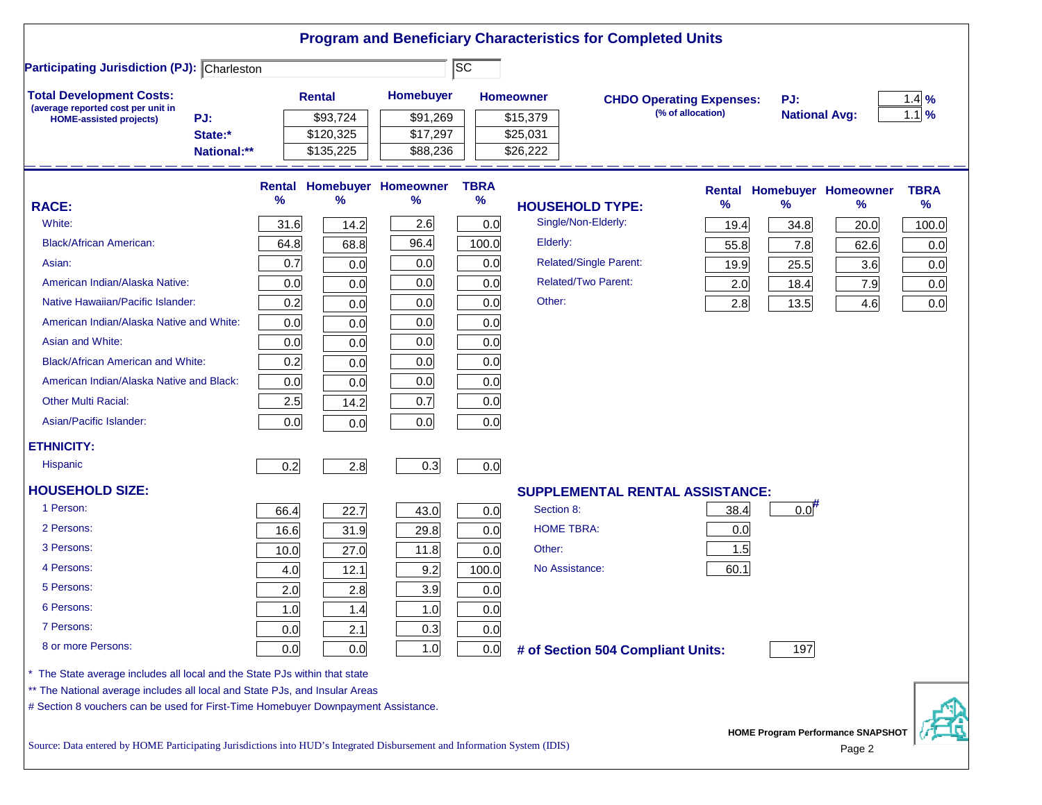# Program and Beneficiary Characteristics for Completed Units

**Participating Jurisdiction (PJ):** Charleston SC

**Total Development Costs:**
(average reported cost per unit in HOME-assisted projects)

| | Rental | Homebuyer | Homeowner |
|---|---|---|---|
| PJ: | $93,724 | $91,269 | $15,379 |
| State:* | $120,325 | $17,297 | $25,031 |
| National:** | $135,225 | $88,236 | $26,222 |

**CHDO Operating Expenses:** (% of allocation)

| | |
|---|---|
| PJ: | 1.4 % |
| National Avg: | 1.1 % |

| RACE: | Rental % | Homebuyer % | Homeowner % | TBRA % |
|---|---|---|---|---|
| White: | 31.6 | 14.2 | 2.6 | 0.0 |
| Black/African American: | 64.8 | 68.8 | 96.4 | 100.0 |
| Asian: | 0.7 | 0.0 | 0.0 | 0.0 |
| American Indian/Alaska Native: | 0.0 | 0.0 | 0.0 | 0.0 |
| Native Hawaiian/Pacific Islander: | 0.2 | 0.0 | 0.0 | 0.0 |
| American Indian/Alaska Native and White: | 0.0 | 0.0 | 0.0 | 0.0 |
| Asian and White: | 0.0 | 0.0 | 0.0 | 0.0 |
| Black/African American and White: | 0.2 | 0.0 | 0.0 | 0.0 |
| American Indian/Alaska Native and Black: | 0.0 | 0.0 | 0.0 | 0.0 |
| Other Multi Racial: | 2.5 | 14.2 | 0.7 | 0.0 |
| Asian/Pacific Islander: | 0.0 | 0.0 | 0.0 | 0.0 |
| **ETHNICITY:** | | | | |
| Hispanic | 0.2 | 2.8 | 0.3 | 0.0 |
| **HOUSEHOLD SIZE:** | | | | |
| 1 Person: | 66.4 | 22.7 | 43.0 | 0.0 |
| 2 Persons: | 16.6 | 31.9 | 29.8 | 0.0 |
| 3 Persons: | 10.0 | 27.0 | 11.8 | 0.0 |
| 4 Persons: | 4.0 | 12.1 | 9.2 | 100.0 |
| 5 Persons: | 2.0 | 2.8 | 3.9 | 0.0 |
| 6 Persons: | 1.0 | 1.4 | 1.0 | 0.0 |
| 7 Persons: | 0.0 | 2.1 | 0.3 | 0.0 |
| 8 or more Persons: | 0.0 | 0.0 | 1.0 | 0.0 |

| HOUSEHOLD TYPE: | Rental % | Homebuyer % | Homeowner % | TBRA % |
|---|---|---|---|---|
| Single/Non-Elderly: | 19.4 | 34.8 | 20.0 | 100.0 |
| Elderly: | 55.8 | 7.8 | 62.6 | 0.0 |
| Related/Single Parent: | 19.9 | 25.5 | 3.6 | 0.0 |
| Related/Two Parent: | 2.0 | 18.4 | 7.9 | 0.0 |
| Other: | 2.8 | 13.5 | 4.6 | 0.0 |

| SUPPLEMENTAL RENTAL ASSISTANCE: | Rental | Homebuyer |
|---|---|---|
| Section 8: | 38.4 | 0.0# |
| HOME TBRA: | 0.0 | |
| Other: | 1.5 | |
| No Assistance: | 60.1 | |

**# of Section 504 Compliant Units:** 197

\* The State average includes all local and the State PJs within that state

** The National average includes all local and State PJs, and Insular Areas

# Section 8 vouchers can be used for First-Time Homebuyer Downpayment Assistance.

Source: Data entered by HOME Participating Jurisdictions into HUD's Integrated Disbursement and Information System (IDIS)

HOME Program Performance SNAPSHOT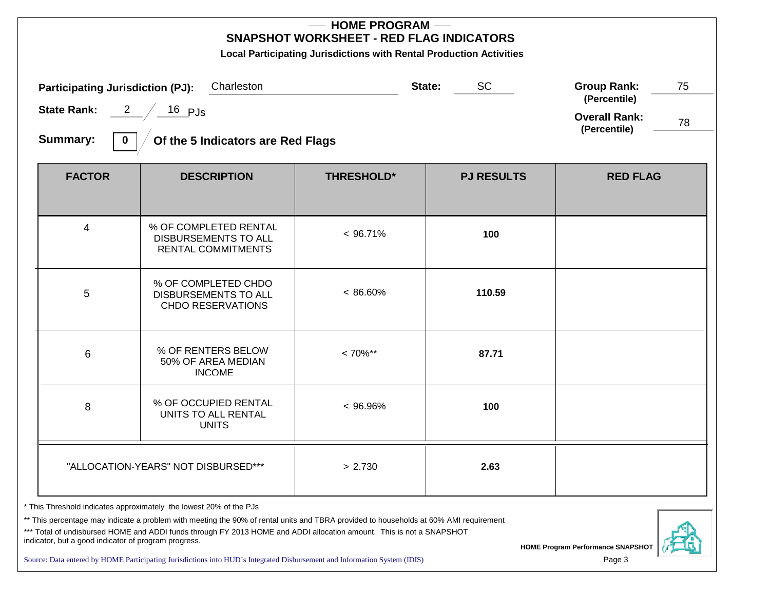# HOME PROGRAM

## SNAPSHOT WORKSHEET - RED FLAG INDICATORS

**Local Participating Jurisdictions with Rental Production Activities**

**Participating Jurisdiction (PJ):** Charleston **State:** SC **Group Rank:** 75 **(Percentile)**

**State Rank:** 2 / 16 PJs **Overall Rank:** 78 **(Percentile)**

**Summary:** 0 / **Of the 5 Indicators are Red Flags**

| FACTOR | DESCRIPTION | THRESHOLD* | PJ RESULTS | RED FLAG |
|---|---|---|---|---|
| 4 | % OF COMPLETED RENTAL DISBURSEMENTS TO ALL RENTAL COMMITMENTS | < 96.71% | **100** | |
| 5 | % OF COMPLETED CHDO DISBURSEMENTS TO ALL CHDO RESERVATIONS | < 86.60% | **110.59** | |
| 6 | % OF RENTERS BELOW 50% OF AREA MEDIAN INCOME | < 70%** | **87.71** | |
| 8 | % OF OCCUPIED RENTAL UNITS TO ALL RENTAL UNITS | < 96.96% | **100** | |
| "ALLOCATION-YEARS" NOT DISBURSED*** | | > 2.730 | **2.63** | |

* This Threshold indicates approximately the lowest 20% of the PJs

** This percentage may indicate a problem with meeting the 90% of rental units and TBRA provided to households at 60% AMI requirement

*** Total of undisbursed HOME and ADDI funds through FY 2013 HOME and ADDI allocation amount. This is not a SNAPSHOT indicator, but a good indicator of program progress.

Source: Data entered by HOME Participating Jurisdictions into HUD's Integrated Disbursement and Information System (IDIS)